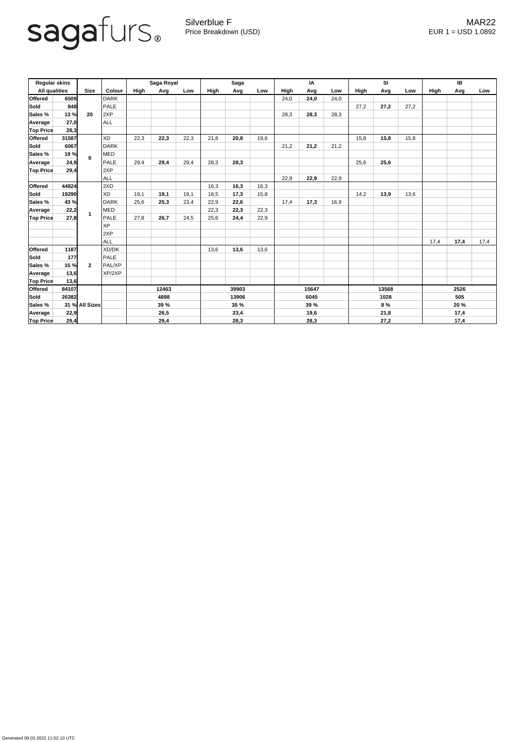# sagafurs

Silverblue F
Price Breakdown (USD)

MAR22
EUR 1 = USD 1.0892

| Regular skins | | | | Saga Royal | | | Saga | | | IA | | | SI | | | IB | | |
|---|---|---|---|---|---|---|---|---|---|---|---|---|---|---|---|---|---|---|
| All qualities | | Size | Colour | High | Avg | Low | High | Avg | Low | High | Avg | Low | High | Avg | Low | High | Avg | Low |
| Offered | 6509 | 20 | DARK | | | | | | | 24,0 | **24,0** | 24,0 | | | | | | |
| Sold | 848 | | PALE | | | | | | | | | | 27,2 | **27,2** | 27,2 | | | |
| Sales % | 13 % | | 2XP | | | | | | | 28,3 | **28,3** | 28,3 | | | | | | |
| Average | 27,0 | | ALL | | | | | | | | | | | | | | | |
| Top Price | 28,3 | | | | | | | | | | | | | | | | | |
| Offered | 31587 | 0 | XD | 22,3 | **22,3** | 22,3 | 21,8 | **20,8** | 19,6 | | | | 15,8 | **15,8** | 15,8 | | | |
| Sold | 6067 | | DARK | | | | | | | 21,2 | **21,2** | 21,2 | | | | | | |
| Sales % | 19 % | | MED | | | | | | | | | | | | | | | |
| Average | 24,9 | | PALE | 29,4 | **29,4** | 29,4 | 28,3 | **28,3** | | | | | 25,6 | **25,6** | | | | |
| Top Price | 29,4 | | 2XP | | | | | | | | | | | | | | | |
| | | | ALL | | | | | | | 22,9 | **22,9** | 22,9 | | | | | | |
| Offered | 44824 | 1 | 2XD | | | | 16,3 | **16,3** | 16,3 | | | | | | | | | |
| Sold | 19290 | | XD | 19,1 | **19,1** | 19,1 | 18,5 | **17,3** | 15,8 | | | | 14,2 | **13,9** | 13,6 | | | |
| Sales % | 43 % | | DARK | 25,6 | **25,3** | 23,4 | 22,9 | **22,6** | | 17,4 | **17,3** | 16,9 | | | | | | |
| Average | 22,2 | | MED | | | | 22,3 | **22,3** | 22,3 | | | | | | | | | |
| Top Price | 27,8 | | PALE | 27,8 | **26,7** | 24,5 | 25,6 | **24,4** | 22,9 | | | | | | | | | |
| | | | XP | | | | | | | | | | | | | | | |
| | | | 2XP | | | | | | | | | | | | | | | |
| | | | ALL | | | | | | | | | | | | | 17,4 | **17,4** | 17,4 |
| Offered | 1187 | 2 | XD/DK | | | | 13,6 | **13,6** | 13,6 | | | | | | | | | |
| Sold | 177 | | PALE | | | | | | | | | | | | | | | |
| Sales % | 15 % | | PAL/XP | | | | | | | | | | | | | | | |
| Average | 13,6 | | XP/2XP | | | | | | | | | | | | | | | |
| Top Price | 13,6 | | | | | | | | | | | | | | | | | |
| Offered | 84107 | All Sizes | | | **12463** | | | **39903** | | | **15647** | | | **13568** | | | **2526** | |
| Sold | 26382 | | | | **4898** | | | **13906** | | | **6045** | | | **1028** | | | **505** | |
| Sales % | 31 % | | | | **39 %** | | | **35 %** | | | **39 %** | | | **8 %** | | | **20 %** | |
| Average | 22,9 | | | | **26,5** | | | **23,4** | | | **19,6** | | | **21,8** | | | **17,4** | |
| Top Price | 29,4 | | | | **29,4** | | | **28,3** | | | **28,3** | | | **27,2** | | | **17,4** | |

Generated 09.03.2022 11:52:10 UTC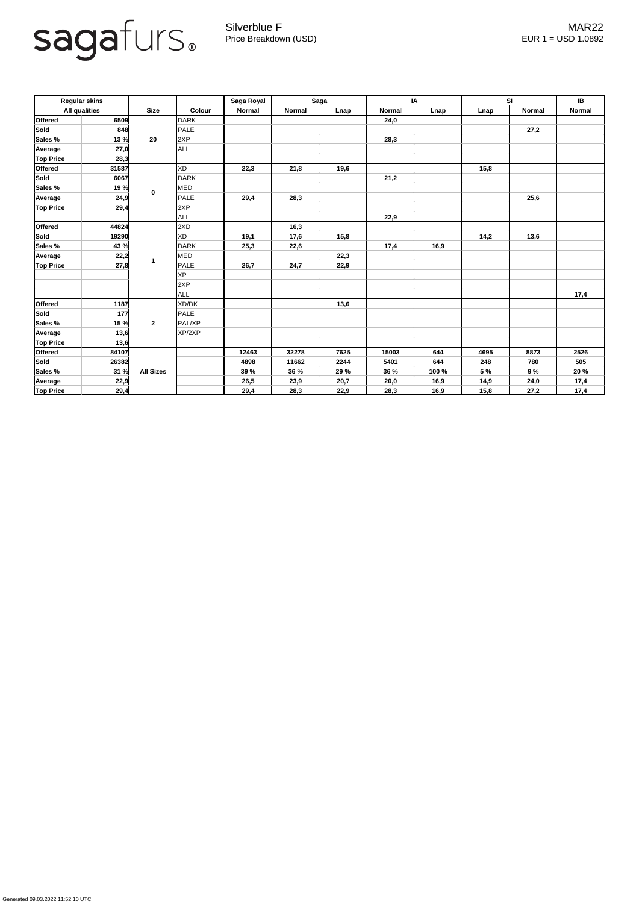sagafurs®

Silverblue F
Price Breakdown (USD)

MAR22
EUR 1 = USD 1.0892

| Regular skins | | | | Saga Royal | Saga | | IA | | SI | | IB |
|---|---|---|---|---|---|---|---|---|---|---|---|
| All qualities | | Size | Colour | Normal | Normal | Lnap | Normal | Lnap | Lnap | Normal | Normal |
| Offered | 6509 | 20 | DARK | | | | 24,0 | | | | |
| Sold | 848 | | PALE | | | | | | | 27,2 | |
| Sales % | 13 % | | 2XP | | | | 28,3 | | | | |
| Average | 27,0 | | ALL | | | | | | | | |
| Top Price | 28,3 | | | | | | | | | | |
| Offered | 31587 | 0 | XD | 22,3 | 21,8 | 19,6 | | | 15,8 | | |
| Sold | 6067 | | DARK | | | | 21,2 | | | | |
| Sales % | 19 % | | MED | | | | | | | | |
| Average | 24,9 | | PALE | 29,4 | 28,3 | | | | | 25,6 | |
| Top Price | 29,4 | | 2XP | | | | | | | | |
| | | | ALL | | | | 22,9 | | | | |
| Offered | 44824 | 1 | 2XD | | 16,3 | | | | | | |
| Sold | 19290 | | XD | 19,1 | 17,6 | 15,8 | | | 14,2 | 13,6 | |
| Sales % | 43 % | | DARK | 25,3 | 22,6 | | 17,4 | 16,9 | | | |
| Average | 22,2 | | MED | | | 22,3 | | | | | |
| Top Price | 27,8 | | PALE | 26,7 | 24,7 | 22,9 | | | | | |
| | | | XP | | | | | | | | |
| | | | 2XP | | | | | | | | |
| | | | ALL | | | | | | | | 17,4 |
| Offered | 1187 | 2 | XD/DK | | | 13,6 | | | | | |
| Sold | 177 | | PALE | | | | | | | | |
| Sales % | 15 % | | PAL/XP | | | | | | | | |
| Average | 13,6 | | XP/2XP | | | | | | | | |
| Top Price | 13,6 | | | | | | | | | | |
| Offered | 84107 | All Sizes | | 12463 | 32278 | 7625 | 15003 | 644 | 4695 | 8873 | 2526 |
| Sold | 26382 | | | 4898 | 11662 | 2244 | 5401 | 644 | 248 | 780 | 505 |
| Sales % | 31 % | | | 39 % | 36 % | 29 % | 36 % | 100 % | 5 % | 9 % | 20 % |
| Average | 22,9 | | | 26,5 | 23,9 | 20,7 | 20,0 | 16,9 | 14,9 | 24,0 | 17,4 |
| Top Price | 29,4 | | | 29,4 | 28,3 | 22,9 | 28,3 | 16,9 | 15,8 | 27,2 | 17,4 |

Generated 09.03.2022 11:52:10 UTC